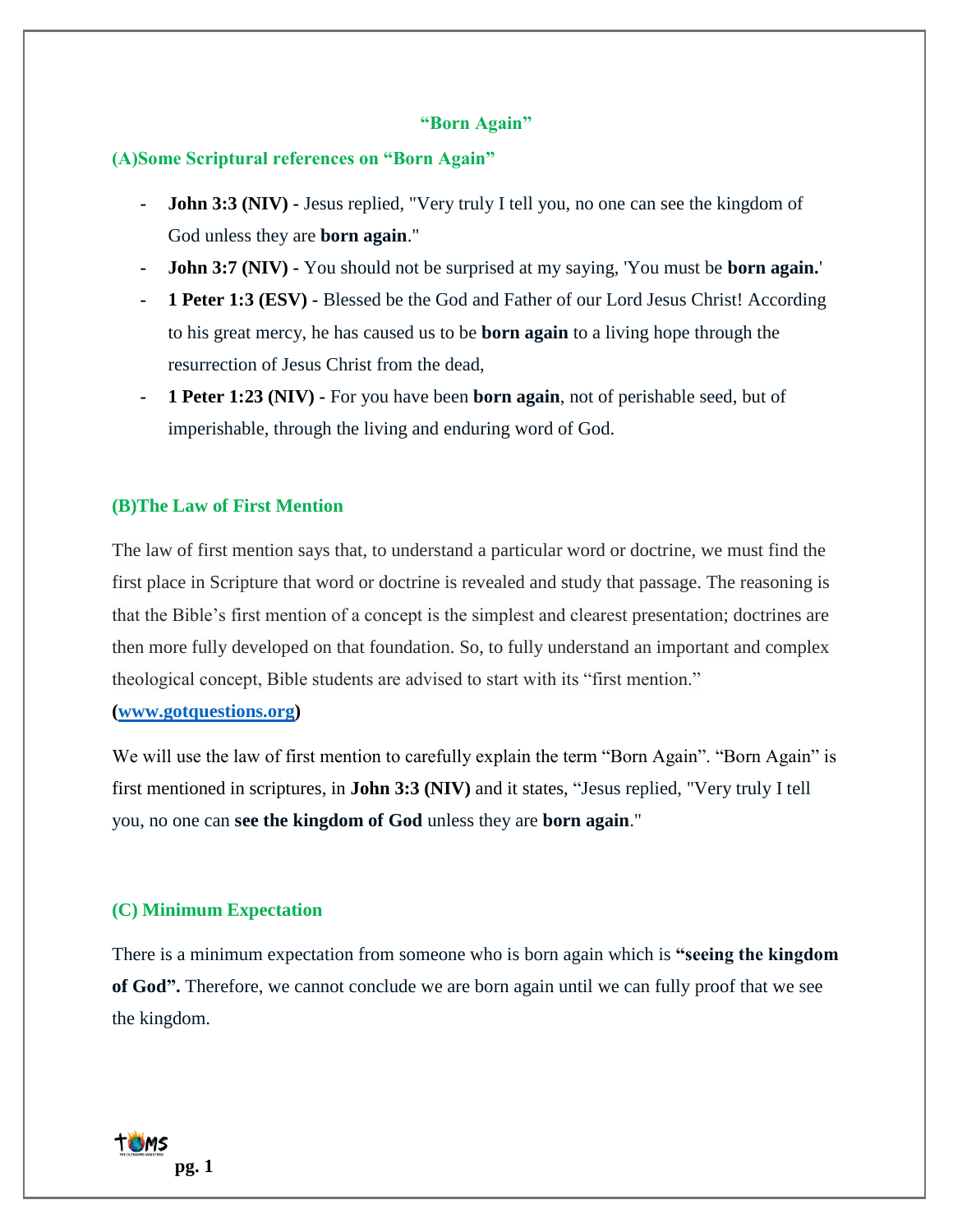# "Born Again"

## (A)Some Scriptural references on "Born Again"

- **John 3:3 (NIV) -** Jesus replied, "Very truly I tell you, no one can see the kingdom of God unless they are **born again**."
- **John 3:7 (NIV) -** You should not be surprised at my saying, 'You must be **born again.**'
- **1 Peter 1:3 (ESV) -** Blessed be the God and Father of our Lord Jesus Christ! According to his great mercy, he has caused us to be **born again** to a living hope through the resurrection of Jesus Christ from the dead,
- **1 Peter 1:23 (NIV) -** For you have been **born again**, not of perishable seed, but of imperishable, through the living and enduring word of God.

## (B)The Law of First Mention

The law of first mention says that, to understand a particular word or doctrine, we must find the first place in Scripture that word or doctrine is revealed and study that passage. The reasoning is that the Bible's first mention of a concept is the simplest and clearest presentation; doctrines are then more fully developed on that foundation. So, to fully understand an important and complex theological concept, Bible students are advised to start with its "first mention."

**(www.gotquestions.org)**

We will use the law of first mention to carefully explain the term "Born Again". "Born Again" is first mentioned in scriptures, in **John 3:3 (NIV)** and it states, "Jesus replied, "Very truly I tell you, no one can **see the kingdom of God** unless they are **born again**."

## (C) Minimum Expectation

There is a minimum expectation from someone who is born again which is **"seeing the kingdom of God".** Therefore, we cannot conclude we are born again until we can fully proof that we see the kingdom.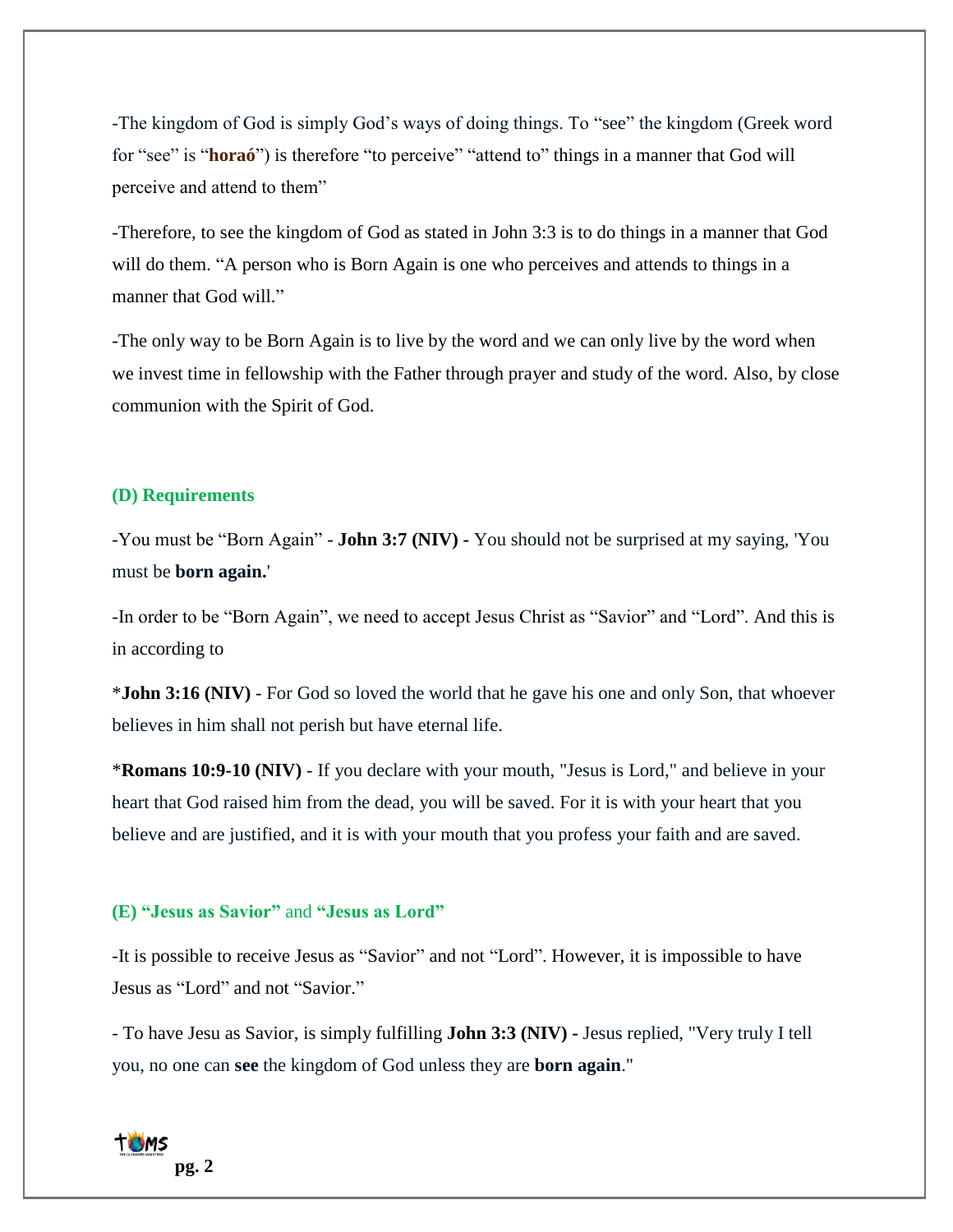-The kingdom of God is simply God's ways of doing things. To "see" the kingdom (Greek word for "see" is "**horaó**") is therefore "to perceive" "attend to" things in a manner that God will perceive and attend to them"

-Therefore, to see the kingdom of God as stated in John 3:3 is to do things in a manner that God will do them. "A person who is Born Again is one who perceives and attends to things in a manner that God will."

-The only way to be Born Again is to live by the word and we can only live by the word when we invest time in fellowship with the Father through prayer and study of the word. Also, by close communion with the Spirit of God.

### (D) Requirements

-You must be "Born Again" - **John 3:7 (NIV) -** You should not be surprised at my saying, 'You must be **born again.**'

-In order to be "Born Again", we need to accept Jesus Christ as "Savior" and "Lord". And this is in according to

*__John 3:16 (NIV)__ - For God so loved the world that he gave his one and only Son, that whoever believes in him shall not perish but have eternal life.

*__Romans 10:9-10 (NIV)__ - If you declare with your mouth, "Jesus is Lord," and believe in your heart that God raised him from the dead, you will be saved. For it is with your heart that you believe and are justified, and it is with your mouth that you profess your faith and are saved.

### (E) "Jesus as Savior" and "Jesus as Lord"

-It is possible to receive Jesus as "Savior" and not "Lord". However, it is impossible to have Jesus as "Lord" and not "Savior."

- To have Jesu as Savior, is simply fulfilling **John 3:3 (NIV) -** Jesus replied, "Very truly I tell you, no one can **see** the kingdom of God unless they are **born again**."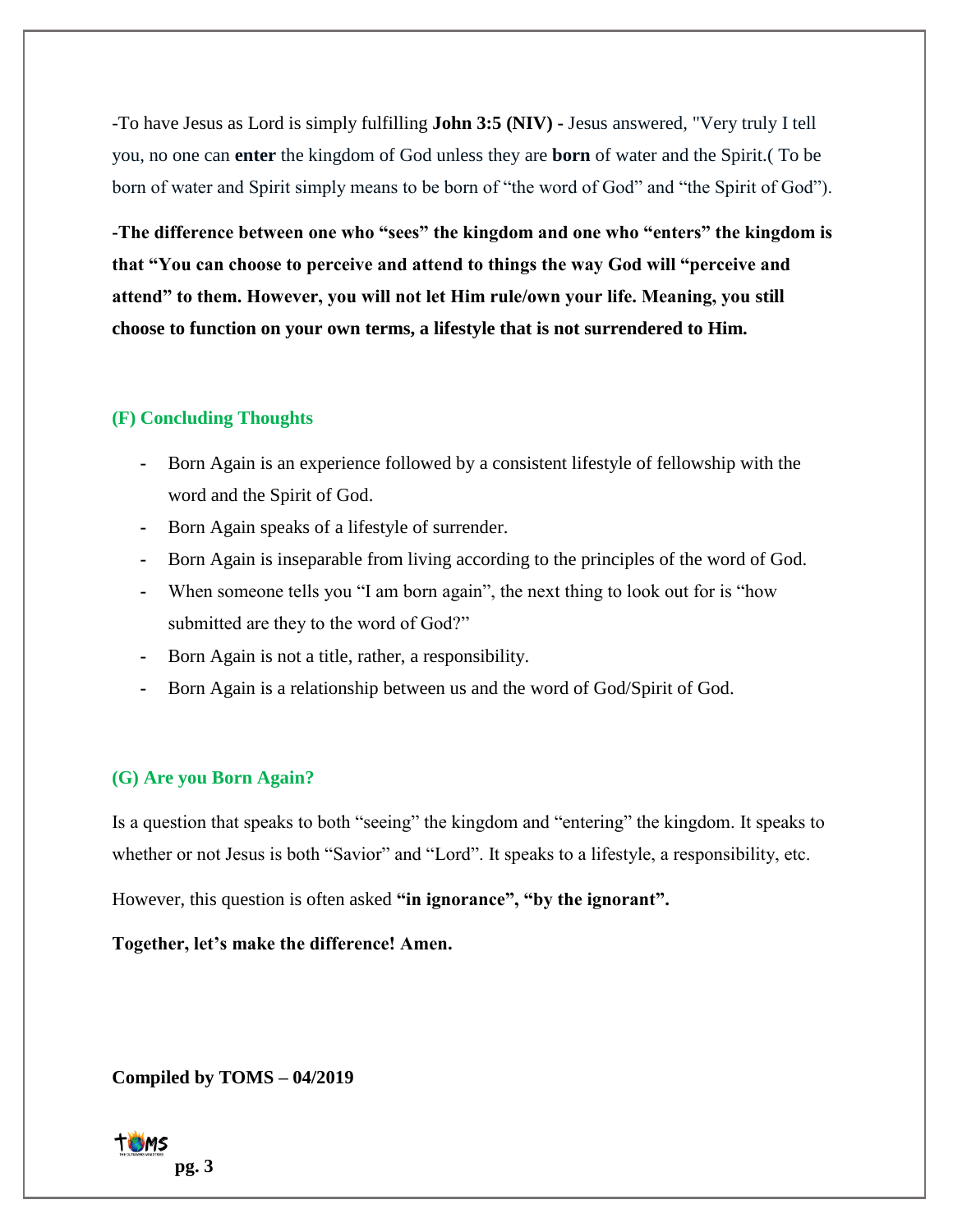-To have Jesus as Lord is simply fulfilling **John 3:5 (NIV) -** Jesus answered, "Very truly I tell you, no one can **enter** the kingdom of God unless they are **born** of water and the Spirit.( To be born of water and Spirit simply means to be born of "the word of God" and "the Spirit of God").

**-The difference between one who "sees" the kingdom and one who "enters" the kingdom is that "You can choose to perceive and attend to things the way God will "perceive and attend" to them. However, you will not let Him rule/own your life. Meaning, you still choose to function on your own terms, a lifestyle that is not surrendered to Him.**

## (F) Concluding Thoughts

- Born Again is an experience followed by a consistent lifestyle of fellowship with the word and the Spirit of God.
- Born Again speaks of a lifestyle of surrender.
- Born Again is inseparable from living according to the principles of the word of God.
- When someone tells you "I am born again", the next thing to look out for is "how submitted are they to the word of God?"
- Born Again is not a title, rather, a responsibility.
- Born Again is a relationship between us and the word of God/Spirit of God.

## (G) Are you Born Again?

Is a question that speaks to both "seeing" the kingdom and "entering" the kingdom. It speaks to whether or not Jesus is both "Savior" and "Lord". It speaks to a lifestyle, a responsibility, etc.

However, this question is often asked **"in ignorance", "by the ignorant".**

**Together, let's make the difference! Amen.**

**Compiled by TOMS – 04/2019**